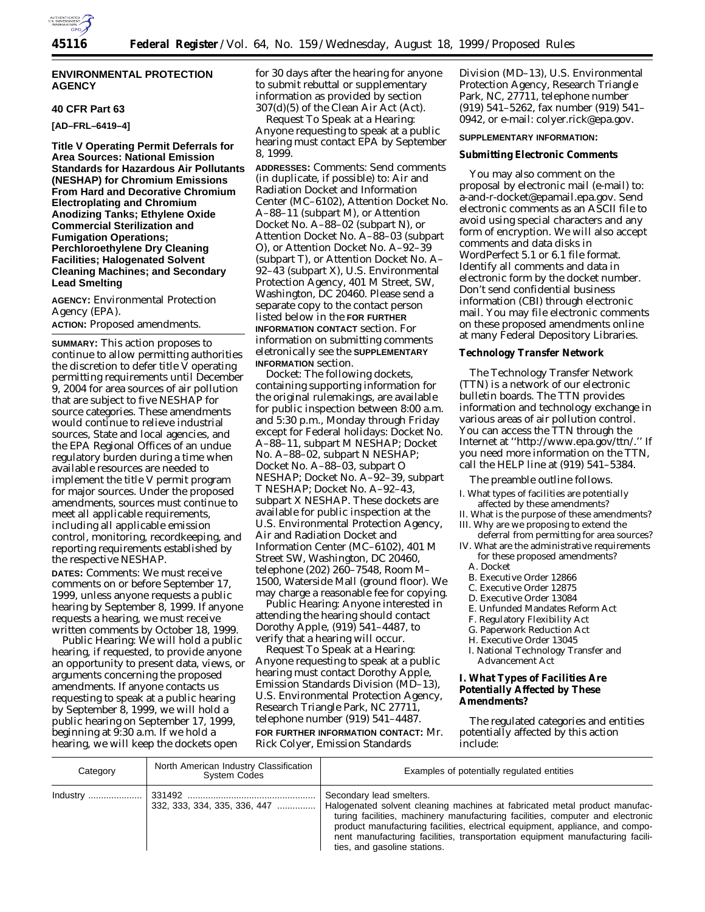**ENVIRONMENTAL PROTECTION AGENCY**

**40 CFR Part 63**

**[AD–FRL–6419–4]**

**Title V Operating Permit Deferrals for Area Sources: National Emission Standards for Hazardous Air Pollutants (NESHAP) for Chromium Emissions From Hard and Decorative Chromium Electroplating and Chromium Anodizing Tanks; Ethylene Oxide Commercial Sterilization and Fumigation Operations; Perchloroethylene Dry Cleaning Facilities; Halogenated Solvent Cleaning Machines; and Secondary Lead Smelting**

**AGENCY:** Environmental Protection Agency (EPA).

**ACTION:** Proposed amendments.

**SUMMARY:** This action proposes to continue to allow permitting authorities the discretion to defer title V operating permitting requirements until December 9, 2004 for area sources of air pollution that are subject to five NESHAP for source categories. These amendments would continue to relieve industrial sources, State and local agencies, and the EPA Regional Offices of an undue regulatory burden during a time when available resources are needed to implement the title V permit program for major sources. Under the proposed amendments, sources must continue to meet all applicable requirements, including all applicable emission control, monitoring, recordkeeping, and reporting requirements established by the respective NESHAP.

**DATES:** Comments: We must receive comments on or before September 17, 1999, unless anyone requests a public hearing by September 8, 1999. If anyone requests a hearing, we must receive written comments by October 18, 1999.

Public Hearing: We will hold a public hearing, if requested, to provide anyone an opportunity to present data, views, or arguments concerning the proposed amendments. If anyone contacts us requesting to speak at a public hearing by September 8, 1999, we will hold a public hearing on September 17, 1999, beginning at 9:30 a.m. If we hold a hearing, we will keep the dockets open for 30 days after the hearing for anyone to submit rebuttal or supplementary information as provided by section 307(d)(5) of the Clean Air Act (Act).

Request To Speak at a Hearing: Anyone requesting to speak at a public hearing must contact EPA by September 8, 1999.

**ADDRESSES:** Comments: Send comments (in duplicate, if possible) to: Air and Radiation Docket and Information Center (MC–6102), Attention Docket No. A–88–11 (subpart M), or Attention Docket No. A–88–02 (subpart N), or Attention Docket No. A–88–03 (subpart O), or Attention Docket No. A–92–39 (subpart T), or Attention Docket No. A–92–43 (subpart X), U.S. Environmental Protection Agency, 401 M Street, SW, Washington, DC 20460. Please send a separate copy to the contact person listed below in the **FOR FURTHER INFORMATION CONTACT** section. For information on submitting comments eletronically see the **SUPPLEMENTARY INFORMATION** section.

Docket: The following dockets, containing supporting information for the original rulemakings, are available for public inspection between 8:00 a.m. and 5:30 p.m., Monday through Friday except for Federal holidays: Docket No. A–88–11, subpart M NESHAP; Docket No. A–88–02, subpart N NESHAP; Docket No. A–88–03, subpart O NESHAP; Docket No. A–92–39, subpart T NESHAP; Docket No. A–92–43, subpart X NESHAP. These dockets are available for public inspection at the U.S. Environmental Protection Agency, Air and Radiation Docket and Information Center (MC–6102), 401 M Street SW, Washington, DC 20460, telephone (202) 260–7548, Room M–1500, Waterside Mall (ground floor). We may charge a reasonable fee for copying.

Public Hearing: Anyone interested in attending the hearing should contact Dorothy Apple, (919) 541–4487, to verify that a hearing will occur.

Request To Speak at a Hearing: Anyone requesting to speak at a public hearing must contact Dorothy Apple, Emission Standards Division (MD–13), U.S. Environmental Protection Agency, Research Triangle Park, NC 27711, telephone number (919) 541–4487.

**FOR FURTHER INFORMATION CONTACT:** Mr. Rick Colyer, Emission Standards Division (MD–13), U.S. Environmental Protection Agency, Research Triangle Park, NC, 27711, telephone number (919) 541–5262, fax number (919) 541–0942, or e-mail: colyer.rick@epa.gov.

**SUPPLEMENTARY INFORMATION:**

***Submitting Electronic Comments***

You may also comment on the proposal by electronic mail (e-mail) to: a-and-r-docket@epamail.epa.gov. Send electronic comments as an ASCII file to avoid using special characters and any form of encryption. We will also accept comments and data disks in WordPerfect 5.1 or 6.1 file format. Identify all comments and data in electronic form by the docket number. Don't send confidential business information (CBI) through electronic mail. You may file electronic comments on these proposed amendments online at many Federal Depository Libraries.

***Technology Transfer Network***

The Technology Transfer Network (TTN) is a network of our electronic bulletin boards. The TTN provides information and technology exchange in various areas of air pollution control. You can access the TTN through the Internet at ''http://www.epa.gov/ttn/.'' If you need more information on the TTN, call the HELP line at (919) 541–5384.

The preamble outline follows.

I. What types of facilities are potentially affected by these amendments?
II. What is the purpose of these amendments?
III. Why are we proposing to extend the deferral from permitting for area sources?
IV. What are the administrative requirements for these proposed amendments?
  A. Docket
  B. Executive Order 12866
  C. Executive Order 12875
  D. Executive Order 13084
  E. Unfunded Mandates Reform Act
  F. Regulatory Flexibility Act
  G. Paperwork Reduction Act
  H. Executive Order 13045
  I. National Technology Transfer and Advancement Act

## I. What Types of Facilities Are Potentially Affected by These Amendments?

The regulated categories and entities potentially affected by this action include:

| Category | North American Industry Classification System Codes | Examples of potentially regulated entities |
|---|---|---|
| Industry | 331492 | Secondary lead smelters. |
| | 332, 333, 334, 335, 336, 447 | Halogenated solvent cleaning machines at fabricated metal product manufacturing facilities, machinery manufacturing facilities, computer and electronic product manufacturing facilities, electrical equipment, appliance, and component manufacturing facilities, transportation equipment manufacturing facilities, and gasoline stations. |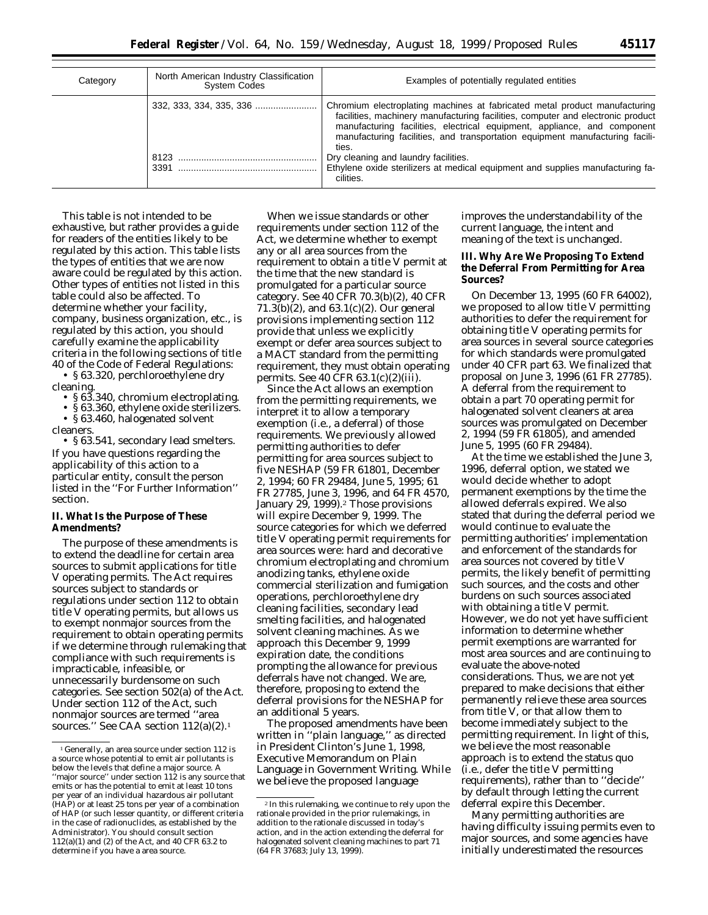| Category | North American Industry Classification System Codes | Examples of potentially regulated entities |
| --- | --- | --- |
| | 332, 333, 334, 335, 336 | Chromium electroplating machines at fabricated metal product manufacturing facilities, machinery manufacturing facilities, computer and electronic product manufacturing facilities, electrical equipment, appliance, and component manufacturing facilities, and transportation equipment manufacturing facilities. |
| | 8123 | Dry cleaning and laundry facilities. |
| | 3391 | Ethylene oxide sterilizers at medical equipment and supplies manufacturing facilities. |

This table is not intended to be exhaustive, but rather provides a guide for readers of the entities likely to be regulated by this action. This table lists the types of entities that we are now aware could be regulated by this action. Other types of entities not listed in this table could also be affected. To determine whether your facility, company, business organization, etc., is regulated by this action, you should carefully examine the applicability criteria in the following sections of title 40 of the Code of Federal Regulations:

- § 63.320, perchloroethylene dry cleaning.
- § 63.340, chromium electroplating.
- § 63.360, ethylene oxide sterilizers.
- § 63.460, halogenated solvent cleaners.
- § 63.541, secondary lead smelters.

If you have questions regarding the applicability of this action to a particular entity, consult the person listed in the ''For Further Information'' section.

## II. What Is the Purpose of These Amendments?

The purpose of these amendments is to extend the deadline for certain area sources to submit applications for title V operating permits. The Act requires sources subject to standards or regulations under section 112 to obtain title V operating permits, but allows us to exempt nonmajor sources from the requirement to obtain operating permits if we determine through rulemaking that compliance with such requirements is impracticable, infeasible, or unnecessarily burdensome on such categories. See section 502(a) of the Act. Under section 112 of the Act, such nonmajor sources are termed ''area sources.'' See CAA section 112(a)(2).[1]

When we issue standards or other requirements under section 112 of the Act, we determine whether to exempt any or all area sources from the requirement to obtain a title V permit at the time that the new standard is promulgated for a particular source category. See 40 CFR 70.3(b)(2), 40 CFR 71.3(b)(2), and 63.1(c)(2). Our general provisions implementing section 112 provide that unless we explicitly exempt or defer area sources subject to a MACT standard from the permitting requirement, they must obtain operating permits. See 40 CFR 63.1(c)(2)(iii).

Since the Act allows an exemption from the permitting requirements, we interpret it to allow a temporary exemption (i.e., a deferral) of those requirements. We previously allowed permitting authorities to defer permitting for area sources subject to five NESHAP (59 FR 61801, December 2, 1994; 60 FR 29484, June 5, 1995; 61 FR 27785, June 3, 1996, and 64 FR 4570, January 29, 1999).[2] Those provisions will expire December 9, 1999. The source categories for which we deferred title V operating permit requirements for area sources were: hard and decorative chromium electroplating and chromium anodizing tanks, ethylene oxide commercial sterilization and fumigation operations, perchloroethylene dry cleaning facilities, secondary lead smelting facilities, and halogenated solvent cleaning machines. As we approach this December 9, 1999 expiration date, the conditions prompting the allowance for previous deferrals have not changed. We are, therefore, proposing to extend the deferral provisions for the NESHAP for an additional 5 years.

The proposed amendments have been written in ''plain language,'' as directed in President Clinton's June 1, 1998, Executive Memorandum on Plain Language in Government Writing. While we believe the proposed language improves the understandability of the current language, the intent and meaning of the text is unchanged.

## III. Why Are We Proposing To Extend the Deferral From Permitting for Area Sources?

On December 13, 1995 (60 FR 64002), we proposed to allow title V permitting authorities to defer the requirement for obtaining title V operating permits for area sources in several source categories for which standards were promulgated under 40 CFR part 63. We finalized that proposal on June 3, 1996 (61 FR 27785). A deferral from the requirement to obtain a part 70 operating permit for halogenated solvent cleaners at area sources was promulgated on December 2, 1994 (59 FR 61805), and amended June 5, 1995 (60 FR 29484).

At the time we established the June 3, 1996, deferral option, we stated we would decide whether to adopt permanent exemptions by the time the allowed deferrals expired. We also stated that during the deferral period we would continue to evaluate the permitting authorities' implementation and enforcement of the standards for area sources not covered by title V permits, the likely benefit of permitting such sources, and the costs and other burdens on such sources associated with obtaining a title V permit. However, we do not yet have sufficient information to determine whether permit exemptions are warranted for most area sources and are continuing to evaluate the above-noted considerations. Thus, we are not yet prepared to make decisions that either permanently relieve these area sources from title V, or that allow them to become immediately subject to the permitting requirement. In light of this, we believe the most reasonable approach is to extend the status quo (i.e., defer the title V permitting requirements), rather than to ''decide'' by default through letting the current deferral expire this December.

Many permitting authorities are having difficulty issuing permits even to major sources, and some agencies have initially underestimated the resources

[1] Generally, an area source under section 112 is a source whose potential to emit air pollutants is below the levels that define a major source. A ''major source'' under section 112 is any source that emits or has the potential to emit at least 10 tons per year of an individual hazardous air pollutant (HAP) or at least 25 tons per year of a combination of HAP (or such lesser quantity, or different criteria in the case of radionuclides, as established by the Administrator). You should consult section 112(a)(1) and (2) of the Act, and 40 CFR 63.2 to determine if you have a area source.

[2] In this rulemaking, we continue to rely upon the rationale provided in the prior rulemakings, in addition to the rationale discussed in today's action, and in the action extending the deferral for halogenated solvent cleaning machines to part 71 (64 FR 37683; July 13, 1999).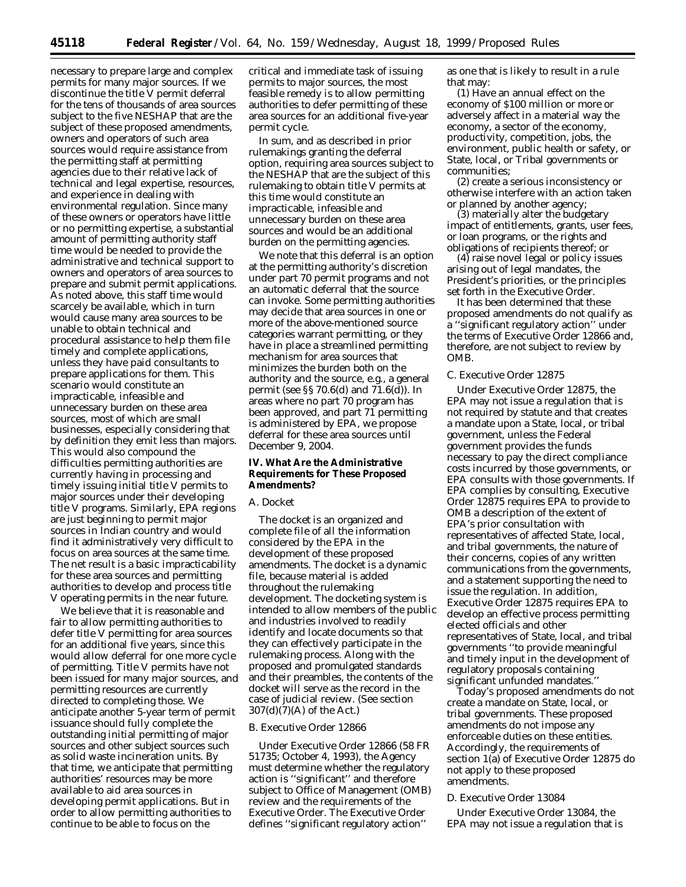necessary to prepare large and complex permits for many major sources. If we discontinue the title V permit deferral for the tens of thousands of area sources subject to the five NESHAP that are the subject of these proposed amendments, owners and operators of such area sources would require assistance from the permitting staff at permitting agencies due to their relative lack of technical and legal expertise, resources, and experience in dealing with environmental regulation. Since many of these owners or operators have little or no permitting expertise, a substantial amount of permitting authority staff time would be needed to provide the administrative and technical support to owners and operators of area sources to prepare and submit permit applications. As noted above, this staff time would scarcely be available, which in turn would cause many area sources to be unable to obtain technical and procedural assistance to help them file timely and complete applications, unless they have paid consultants to prepare applications for them. This scenario would constitute an impracticable, infeasible and unnecessary burden on these area sources, most of which are small businesses, especially considering that by definition they emit less than majors. This would also compound the difficulties permitting authorities are currently having in processing and timely issuing initial title V permits to major sources under their developing title V programs. Similarly, EPA regions are just beginning to permit major sources in Indian country and would find it administratively very difficult to focus on area sources at the same time. The net result is a basic impracticability for these area sources and permitting authorities to develop and process title V operating permits in the near future.

We believe that it is reasonable and fair to allow permitting authorities to defer title V permitting for area sources for an additional five years, since this would allow deferral for one more cycle of permitting. Title V permits have not been issued for many major sources, and permitting resources are currently directed to completing those. We anticipate another 5-year term of permit issuance should fully complete the outstanding initial permitting of major sources and other subject sources such as solid waste incineration units. By that time, we anticipate that permitting authorities' resources may be more available to aid area sources in developing permit applications. But in order to allow permitting authorities to continue to be able to focus on the critical and immediate task of issuing permits to major sources, the most feasible remedy is to allow permitting authorities to defer permitting of these area sources for an additional five-year permit cycle.

In sum, and as described in prior rulemakings granting the deferral option, requiring area sources subject to the NESHAP that are the subject of this rulemaking to obtain title V permits at this time would constitute an impracticable, infeasible and unnecessary burden on these area sources and would be an additional burden on the permitting agencies.

We note that this deferral is an option at the permitting authority's discretion under part 70 permit programs and not an automatic deferral that the source can invoke. Some permitting authorities may decide that area sources in one or more of the above-mentioned source categories warrant permitting, or they have in place a streamlined permitting mechanism for area sources that minimizes the burden both on the authority and the source, e.g., a general permit (see §§ 70.6(d) and 71.6(d)). In areas where no part 70 program has been approved, and part 71 permitting is administered by EPA, we propose deferral for these area sources until December 9, 2004.

## IV. What Are the Administrative Requirements for These Proposed Amendments?

### A. Docket

The docket is an organized and complete file of all the information considered by the EPA in the development of these proposed amendments. The docket is a dynamic file, because material is added throughout the rulemaking development. The docketing system is intended to allow members of the public and industries involved to readily identify and locate documents so that they can effectively participate in the rulemaking process. Along with the proposed and promulgated standards and their preambles, the contents of the docket will serve as the record in the case of judicial review. (See section 307(d)(7)(A) of the Act.)

### B. Executive Order 12866

Under Executive Order 12866 (58 FR 51735; October 4, 1993), the Agency must determine whether the regulatory action is "significant" and therefore subject to Office of Management (OMB) review and the requirements of the Executive Order. The Executive Order defines "significant regulatory action" as one that is likely to result in a rule that may:

(1) Have an annual effect on the economy of $100 million or more or adversely affect in a material way the economy, a sector of the economy, productivity, competition, jobs, the environment, public health or safety, or State, local, or Tribal governments or communities;

(2) create a serious inconsistency or otherwise interfere with an action taken or planned by another agency;

(3) materially alter the budgetary impact of entitlements, grants, user fees, or loan programs, or the rights and obligations of recipients thereof; or

(4) raise novel legal or policy issues arising out of legal mandates, the President's priorities, or the principles set forth in the Executive Order.

It has been determined that these proposed amendments do not qualify as a "significant regulatory action" under the terms of Executive Order 12866 and, therefore, are not subject to review by OMB.

### C. Executive Order 12875

Under Executive Order 12875, the EPA may not issue a regulation that is not required by statute and that creates a mandate upon a State, local, or tribal government, unless the Federal government provides the funds necessary to pay the direct compliance costs incurred by those governments, or EPA consults with those governments. If EPA complies by consulting, Executive Order 12875 requires EPA to provide to OMB a description of the extent of EPA's prior consultation with representatives of affected State, local, and tribal governments, the nature of their concerns, copies of any written communications from the governments, and a statement supporting the need to issue the regulation. In addition, Executive Order 12875 requires EPA to develop an effective process permitting elected officials and other representatives of State, local, and tribal governments "to provide meaningful and timely input in the development of regulatory proposals containing significant unfunded mandates."

Today's proposed amendments do not create a mandate on State, local, or tribal governments. These proposed amendments do not impose any enforceable duties on these entities. Accordingly, the requirements of section 1(a) of Executive Order 12875 do not apply to these proposed amendments.

### D. Executive Order 13084

Under Executive Order 13084, the EPA may not issue a regulation that is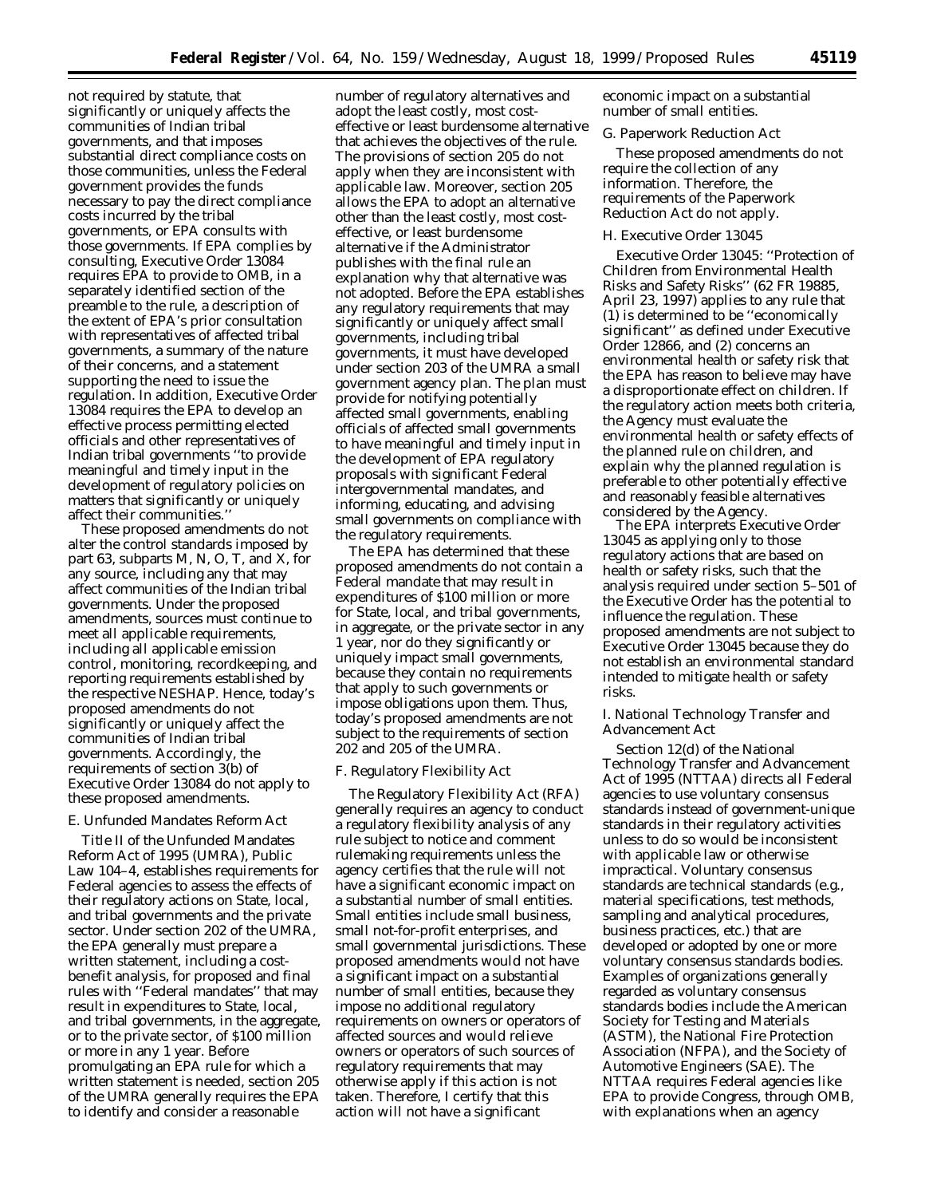not required by statute, that significantly or uniquely affects the communities of Indian tribal governments, and that imposes substantial direct compliance costs on those communities, unless the Federal government provides the funds necessary to pay the direct compliance costs incurred by the tribal governments, or EPA consults with those governments. If EPA complies by consulting, Executive Order 13084 requires EPA to provide to OMB, in a separately identified section of the preamble to the rule, a description of the extent of EPA's prior consultation with representatives of affected tribal governments, a summary of the nature of their concerns, and a statement supporting the need to issue the regulation. In addition, Executive Order 13084 requires the EPA to develop an effective process permitting elected officials and other representatives of Indian tribal governments ''to provide meaningful and timely input in the development of regulatory policies on matters that significantly or uniquely affect their communities.''

These proposed amendments do not alter the control standards imposed by part 63, subparts M, N, O, T, and X, for any source, including any that may affect communities of the Indian tribal governments. Under the proposed amendments, sources must continue to meet all applicable requirements, including all applicable emission control, monitoring, recordkeeping, and reporting requirements established by the respective NESHAP. Hence, today's proposed amendments do not significantly or uniquely affect the communities of Indian tribal governments. Accordingly, the requirements of section 3(b) of Executive Order 13084 do not apply to these proposed amendments.

### E. Unfunded Mandates Reform Act

Title II of the Unfunded Mandates Reform Act of 1995 (UMRA), Public Law 104–4, establishes requirements for Federal agencies to assess the effects of their regulatory actions on State, local, and tribal governments and the private sector. Under section 202 of the UMRA, the EPA generally must prepare a written statement, including a cost-benefit analysis, for proposed and final rules with ''Federal mandates'' that may result in expenditures to State, local, and tribal governments, in the aggregate, or to the private sector, of $100 million or more in any 1 year. Before promulgating an EPA rule for which a written statement is needed, section 205 of the UMRA generally requires the EPA to identify and consider a reasonable number of regulatory alternatives and adopt the least costly, most cost-effective or least burdensome alternative that achieves the objectives of the rule. The provisions of section 205 do not apply when they are inconsistent with applicable law. Moreover, section 205 allows the EPA to adopt an alternative other than the least costly, most cost-effective, or least burdensome alternative if the Administrator publishes with the final rule an explanation why that alternative was not adopted. Before the EPA establishes any regulatory requirements that may significantly or uniquely affect small governments, including tribal governments, it must have developed under section 203 of the UMRA a small government agency plan. The plan must provide for notifying potentially affected small governments, enabling officials of affected small governments to have meaningful and timely input in the development of EPA regulatory proposals with significant Federal intergovernmental mandates, and informing, educating, and advising small governments on compliance with the regulatory requirements.

The EPA has determined that these proposed amendments do not contain a Federal mandate that may result in expenditures of $100 million or more for State, local, and tribal governments, in aggregate, or the private sector in any 1 year, nor do they significantly or uniquely impact small governments, because they contain no requirements that apply to such governments or impose obligations upon them. Thus, today's proposed amendments are not subject to the requirements of section 202 and 205 of the UMRA.

### F. Regulatory Flexibility Act

The Regulatory Flexibility Act (RFA) generally requires an agency to conduct a regulatory flexibility analysis of any rule subject to notice and comment rulemaking requirements unless the agency certifies that the rule will not have a significant economic impact on a substantial number of small entities. Small entities include small business, small not-for-profit enterprises, and small governmental jurisdictions. These proposed amendments would not have a significant impact on a substantial number of small entities, because they impose no additional regulatory requirements on owners or operators of affected sources and would relieve owners or operators of such sources of regulatory requirements that may otherwise apply if this action is not taken. Therefore, I certify that this action will not have a significant economic impact on a substantial number of small entities.

### G. Paperwork Reduction Act

These proposed amendments do not require the collection of any information. Therefore, the requirements of the Paperwork Reduction Act do not apply.

### H. Executive Order 13045

Executive Order 13045: ''Protection of Children from Environmental Health Risks and Safety Risks'' (62 FR 19885, April 23, 1997) applies to any rule that (1) is determined to be ''economically significant'' as defined under Executive Order 12866, and (2) concerns an environmental health or safety risk that the EPA has reason to believe may have a disproportionate effect on children. If the regulatory action meets both criteria, the Agency must evaluate the environmental health or safety effects of the planned rule on children, and explain why the planned regulation is preferable to other potentially effective and reasonably feasible alternatives considered by the Agency.

The EPA interprets Executive Order 13045 as applying only to those regulatory actions that are based on health or safety risks, such that the analysis required under section 5–501 of the Executive Order has the potential to influence the regulation. These proposed amendments are not subject to Executive Order 13045 because they do not establish an environmental standard intended to mitigate health or safety risks.

### I. National Technology Transfer and Advancement Act

Section 12(d) of the National Technology Transfer and Advancement Act of 1995 (NTTAA) directs all Federal agencies to use voluntary consensus standards instead of government-unique standards in their regulatory activities unless to do so would be inconsistent with applicable law or otherwise impractical. Voluntary consensus standards are technical standards (e.g., material specifications, test methods, sampling and analytical procedures, business practices, etc.) that are developed or adopted by one or more voluntary consensus standards bodies. Examples of organizations generally regarded as voluntary consensus standards bodies include the American Society for Testing and Materials (ASTM), the National Fire Protection Association (NFPA), and the Society of Automotive Engineers (SAE). The NTTAA requires Federal agencies like EPA to provide Congress, through OMB, with explanations when an agency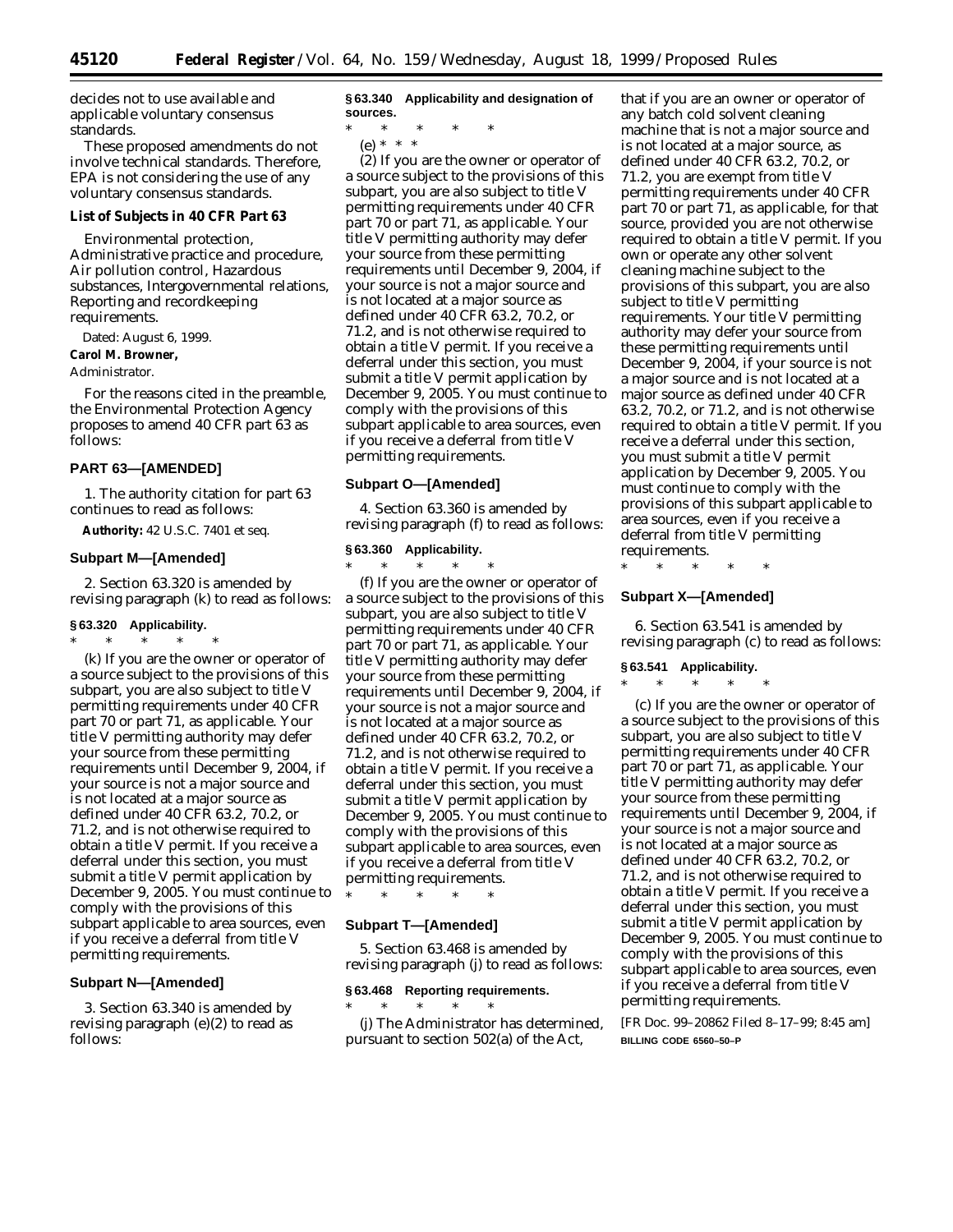decides not to use available and applicable voluntary consensus standards.

These proposed amendments do not involve technical standards. Therefore, EPA is not considering the use of any voluntary consensus standards.

**List of Subjects in 40 CFR Part 63**

Environmental protection, Administrative practice and procedure, Air pollution control, Hazardous substances, Intergovernmental relations, Reporting and recordkeeping requirements.

Dated: August 6, 1999.

**Carol M. Browner,**

*Administrator.*

For the reasons cited in the preamble, the Environmental Protection Agency proposes to amend 40 CFR part 63 as follows:

## PART 63—[AMENDED]

1. The authority citation for part 63 continues to read as follows:

**Authority:** 42 U.S.C. 7401 et seq.

### Subpart M—[Amended]

2. Section 63.320 is amended by revising paragraph (k) to read as follows:

**§ 63.320 Applicability.**

\* \* \* \* \*

(k) If you are the owner or operator of a source subject to the provisions of this subpart, you are also subject to title V permitting requirements under 40 CFR part 70 or part 71, as applicable. Your title V permitting authority may defer your source from these permitting requirements until December 9, 2004, if your source is not a major source and is not located at a major source as defined under 40 CFR 63.2, 70.2, or 71.2, and is not otherwise required to obtain a title V permit. If you receive a deferral under this section, you must submit a title V permit application by December 9, 2005. You must continue to comply with the provisions of this subpart applicable to area sources, even if you receive a deferral from title V permitting requirements.

### Subpart N—[Amended]

3. Section 63.340 is amended by revising paragraph (e)(2) to read as follows:

**§ 63.340 Applicability and designation of sources.**

\* \* \* \* \*

(e) \* \* \*

(2) If you are the owner or operator of a source subject to the provisions of this subpart, you are also subject to title V permitting requirements under 40 CFR part 70 or part 71, as applicable. Your title V permitting authority may defer your source from these permitting requirements until December 9, 2004, if your source is not a major source and is not located at a major source as defined under 40 CFR 63.2, 70.2, or 71.2, and is not otherwise required to obtain a title V permit. If you receive a deferral under this section, you must submit a title V permit application by December 9, 2005. You must continue to comply with the provisions of this subpart applicable to area sources, even if you receive a deferral from title V permitting requirements.

### Subpart O—[Amended]

4. Section 63.360 is amended by revising paragraph (f) to read as follows:

**§ 63.360 Applicability.**

\* \* \* \* \*

(f) If you are the owner or operator of a source subject to the provisions of this subpart, you are also subject to title V permitting requirements under 40 CFR part 70 or part 71, as applicable. Your title V permitting authority may defer your source from these permitting requirements until December 9, 2004, if your source is not a major source and is not located at a major source as defined under 40 CFR 63.2, 70.2, or 71.2, and is not otherwise required to obtain a title V permit. If you receive a deferral under this section, you must submit a title V permit application by December 9, 2005. You must continue to comply with the provisions of this subpart applicable to area sources, even if you receive a deferral from title V permitting requirements.

\* \* \* \* \*

### Subpart T—[Amended]

5. Section 63.468 is amended by revising paragraph (j) to read as follows:

**§ 63.468 Reporting requirements.**

\* \* \* \* \*

(j) The Administrator has determined, pursuant to section 502(a) of the Act, that if you are an owner or operator of any batch cold solvent cleaning machine that is not a major source and is not located at a major source, as defined under 40 CFR 63.2, 70.2, or 71.2, you are exempt from title V permitting requirements under 40 CFR part 70 or part 71, as applicable, for that source, provided you are not otherwise required to obtain a title V permit. If you own or operate any other solvent cleaning machine subject to the provisions of this subpart, you are also subject to title V permitting requirements. Your title V permitting authority may defer your source from these permitting requirements until December 9, 2004, if your source is not a major source and is not located at a major source as defined under 40 CFR 63.2, 70.2, or 71.2, and is not otherwise required to obtain a title V permit. If you receive a deferral under this section, you must submit a title V permit application by December 9, 2005. You must continue to comply with the provisions of this subpart applicable to area sources, even if you receive a deferral from title V permitting requirements.

\* \* \* \* \*

### Subpart X—[Amended]

6. Section 63.541 is amended by revising paragraph (c) to read as follows:

**§ 63.541 Applicability.**

\* \* \* \* \*

(c) If you are the owner or operator of a source subject to the provisions of this subpart, you are also subject to title V permitting requirements under 40 CFR part 70 or part 71, as applicable. Your title V permitting authority may defer your source from these permitting requirements until December 9, 2004, if your source is not a major source and is not located at a major source as defined under 40 CFR 63.2, 70.2, or 71.2, and is not otherwise required to obtain a title V permit. If you receive a deferral under this section, you must submit a title V permit application by December 9, 2005. You must continue to comply with the provisions of this subpart applicable to area sources, even if you receive a deferral from title V permitting requirements.

[FR Doc. 99–20862 Filed 8–17–99; 8:45 am]

**BILLING CODE 6560–50–P**